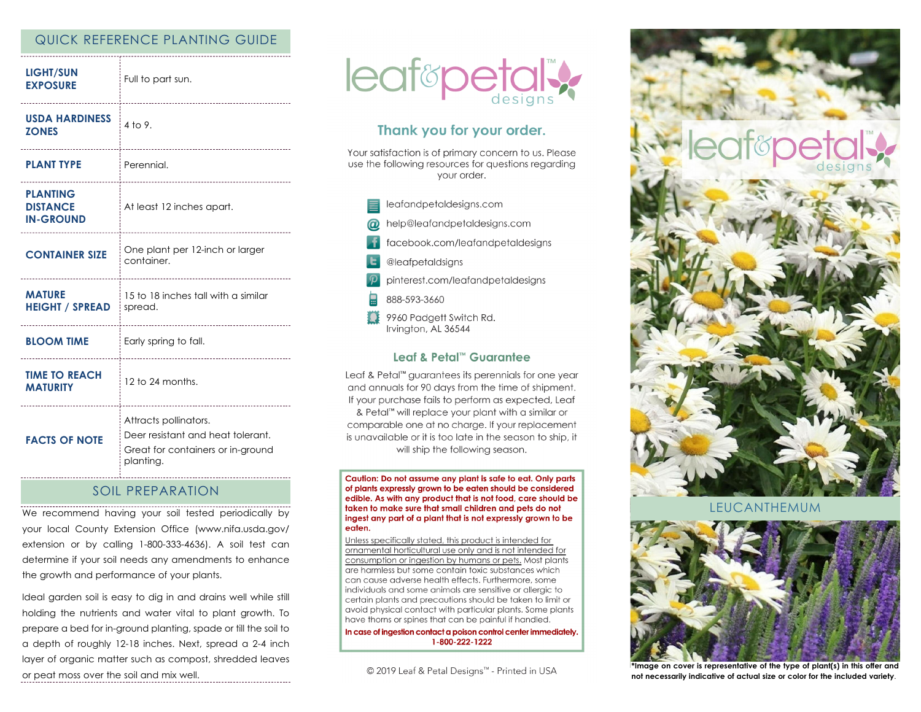## QUICK REFERENCE PLANTING GUIDE

| | |
|---|---|
| **LIGHT/SUN EXPOSURE** | Full to part sun. |
| **USDA HARDINESS ZONES** | 4 to 9. |
| **PLANT TYPE** | Perennial. |
| **PLANTING DISTANCE IN-GROUND** | At least 12 inches apart. |
| **CONTAINER SIZE** | One plant per 12-inch or larger container. |
| **MATURE HEIGHT / SPREAD** | 15 to 18 inches tall with a similar spread. |
| **BLOOM TIME** | Early spring to fall. |
| **TIME TO REACH MATURITY** | 12 to 24 months. |
| **FACTS OF NOTE** | Attracts pollinators. Deer resistant and heat tolerant. Great for containers or in-ground planting. |

## SOIL PREPARATION

We recommend having your soil tested periodically by your local County Extension Office (www.nifa.usda.gov/extension or by calling 1-800-333-4636). A soil test can determine if your soil needs any amendments to enhance the growth and performance of your plants.

Ideal garden soil is easy to dig in and drains well while still holding the nutrients and water vital to plant growth. To prepare a bed for in-ground planting, spade or till the soil to a depth of roughly 12-18 inches. Next, spread a 2-4 inch layer of organic matter such as compost, shredded leaves or peat moss over the soil and mix well.

leaf&petal™ designs

### Thank you for your order.

Your satisfaction is of primary concern to us. Please use the following resources for questions regarding your order.

- leafandpetaldesigns.com
- help@leafandpetaldesigns.com
- facebook.com/leafandpetaldesigns
- @leafpetaldsigns
- pinterest.com/leafandpetaldesigns
- 888-593-3660
- 9960 Padgett Switch Rd.
  Irvington, AL 36544

### Leaf & Petal™ Guarantee

Leaf & Petal™ guarantees its perennials for one year and annuals for 90 days from the time of shipment. If your purchase fails to perform as expected, Leaf & Petal™ will replace your plant with a similar or comparable one at no charge. If your replacement is unavailable or it is too late in the season to ship, it will ship the following season.

**Caution: Do not assume any plant is safe to eat. Only parts of plants expressly grown to be eaten should be considered edible. As with any product that is not food, care should be taken to make sure that small children and pets do not ingest any part of a plant that is not expressly grown to be eaten.**

Unless specifically stated, this product is intended for ornamental horticultural use only and is not intended for consumption or ingestion by humans or pets. Most plants are harmless but some contain toxic substances which can cause adverse health effects. Furthermore, some individuals and some animals are sensitive or allergic to certain plants and precautions should be taken to limit or avoid physical contact with particular plants. Some plants have thorns or spines that can be painful if handled.

**In case of ingestion contact a poison control center immediately. 1-800-222-1222**

© 2019 Leaf & Petal Designs™ - Printed in USA

leaf&petal™ designs

## LEUCANTHEMUM

**\*Image on cover is representative of the type of plant(s) in this offer and not necessarily indicative of actual size or color for the included variety.**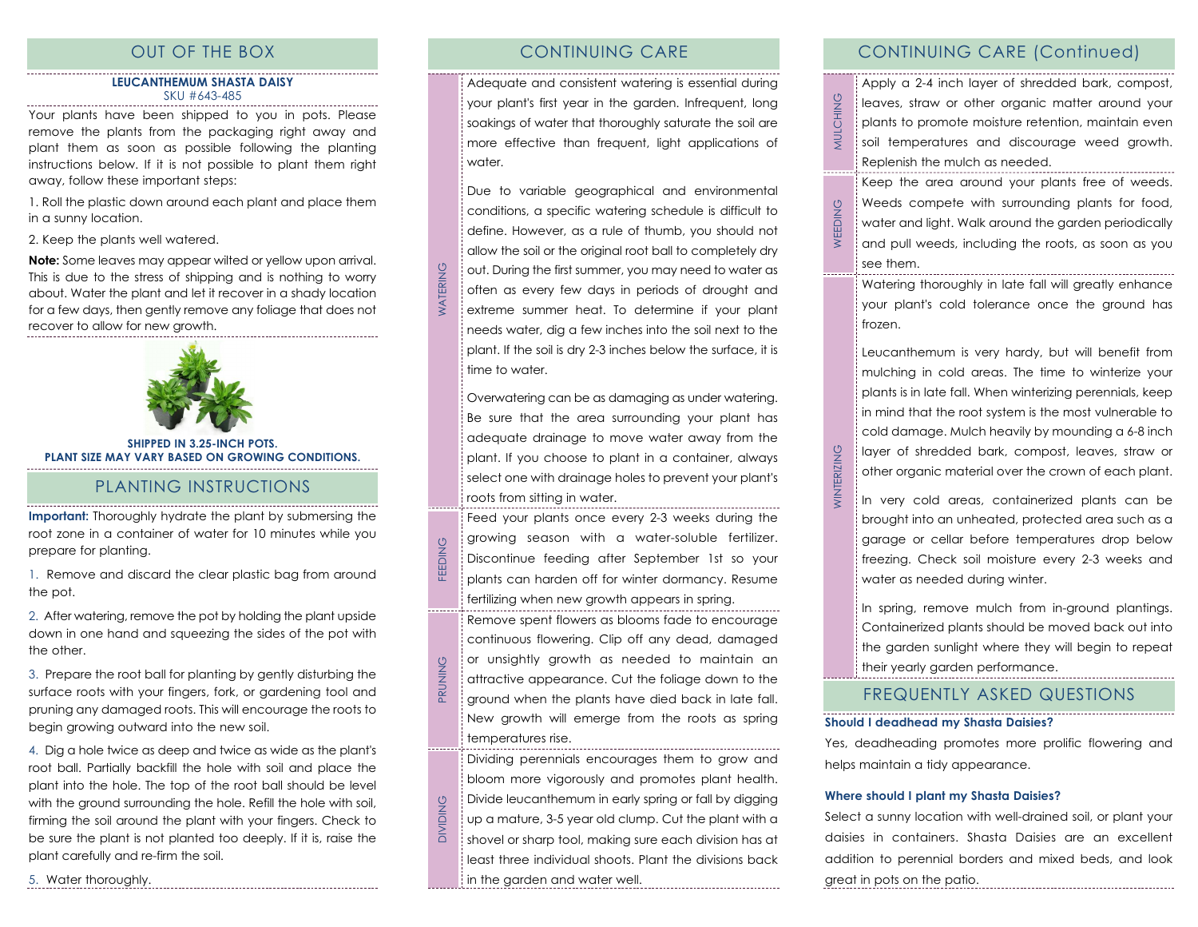## OUT OF THE BOX

**LEUCANTHEMUM SHASTA DAISY**
SKU #643-485

Your plants have been shipped to you in pots. Please remove the plants from the packaging right away and plant them as soon as possible following the planting instructions below. If it is not possible to plant them right away, follow these important steps:

1. Roll the plastic down around each plant and place them in a sunny location.
2. Keep the plants well watered.

**Note:** Some leaves may appear wilted or yellow upon arrival. This is due to the stress of shipping and is nothing to worry about. Water the plant and let it recover in a shady location for a few days, then gently remove any foliage that does not recover to allow for new growth.

**SHIPPED IN 3.25-INCH POTS.**
**PLANT SIZE MAY VARY BASED ON GROWING CONDITIONS.**

## PLANTING INSTRUCTIONS

**Important:** Thoroughly hydrate the plant by submersing the root zone in a container of water for 10 minutes while you prepare for planting.

1. Remove and discard the clear plastic bag from around the pot.
2. After watering, remove the pot by holding the plant upside down in one hand and squeezing the sides of the pot with the other.
3. Prepare the root ball for planting by gently disturbing the surface roots with your fingers, fork, or gardening tool and pruning any damaged roots. This will encourage the roots to begin growing outward into the new soil.
4. Dig a hole twice as deep and twice as wide as the plant's root ball. Partially backfill the hole with soil and place the plant into the hole. The top of the root ball should be level with the ground surrounding the hole. Refill the hole with soil, firming the soil around the plant with your fingers. Check to be sure the plant is not planted too deeply. If it is, raise the plant carefully and re-firm the soil.
5. Water thoroughly.

## CONTINUING CARE

### WATERING

Adequate and consistent watering is essential during your plant's first year in the garden. Infrequent, long soakings of water that thoroughly saturate the soil are more effective than frequent, light applications of water.

Due to variable geographical and environmental conditions, a specific watering schedule is difficult to define. However, as a rule of thumb, you should not allow the soil or the original root ball to completely dry out. During the first summer, you may need to water as often as every few days in periods of drought and extreme summer heat. To determine if your plant needs water, dig a few inches into the soil next to the plant. If the soil is dry 2-3 inches below the surface, it is time to water.

Overwatering can be as damaging as under watering. Be sure that the area surrounding your plant has adequate drainage to move water away from the plant. If you choose to plant in a container, always select one with drainage holes to prevent your plant's roots from sitting in water.

### FEEDING

Feed your plants once every 2-3 weeks during the growing season with a water-soluble fertilizer. Discontinue feeding after September 1st so your plants can harden off for winter dormancy. Resume fertilizing when new growth appears in spring.

### PRUNING

Remove spent flowers as blooms fade to encourage continuous flowering. Clip off any dead, damaged or unsightly growth as needed to maintain an attractive appearance. Cut the foliage down to the ground when the plants have died back in late fall. New growth will emerge from the roots as spring temperatures rise.

### DIVIDING

Dividing perennials encourages them to grow and bloom more vigorously and promotes plant health. Divide leucanthemum in early spring or fall by digging up a mature, 3-5 year old clump. Cut the plant with a shovel or sharp tool, making sure each division has at least three individual shoots. Plant the divisions back in the garden and water well.

## CONTINUING CARE (Continued)

### MULCHING

Apply a 2-4 inch layer of shredded bark, compost, leaves, straw or other organic matter around your plants to promote moisture retention, maintain even soil temperatures and discourage weed growth. Replenish the mulch as needed.

### WEEDING

Keep the area around your plants free of weeds. Weeds compete with surrounding plants for food, water and light. Walk around the garden periodically and pull weeds, including the roots, as soon as you see them.

### WINTERIZING

Watering thoroughly in late fall will greatly enhance your plant's cold tolerance once the ground has frozen.

Leucanthemum is very hardy, but will benefit from mulching in cold areas. The time to winterize your plants is in late fall. When winterizing perennials, keep in mind that the root system is the most vulnerable to cold damage. Mulch heavily by mounding a 6-8 inch layer of shredded bark, compost, leaves, straw or other organic material over the crown of each plant.

In very cold areas, containerized plants can be brought into an unheated, protected area such as a garage or cellar before temperatures drop below freezing. Check soil moisture every 2-3 weeks and water as needed during winter.

In spring, remove mulch from in-ground plantings. Containerized plants should be moved back out into the garden sunlight where they will begin to repeat their yearly garden performance.

## FREQUENTLY ASKED QUESTIONS

**Should I deadhead my Shasta Daisies?**

Yes, deadheading promotes more prolific flowering and helps maintain a tidy appearance.

**Where should I plant my Shasta Daisies?**

Select a sunny location with well-drained soil, or plant your daisies in containers. Shasta Daisies are an excellent addition to perennial borders and mixed beds, and look great in pots on the patio.